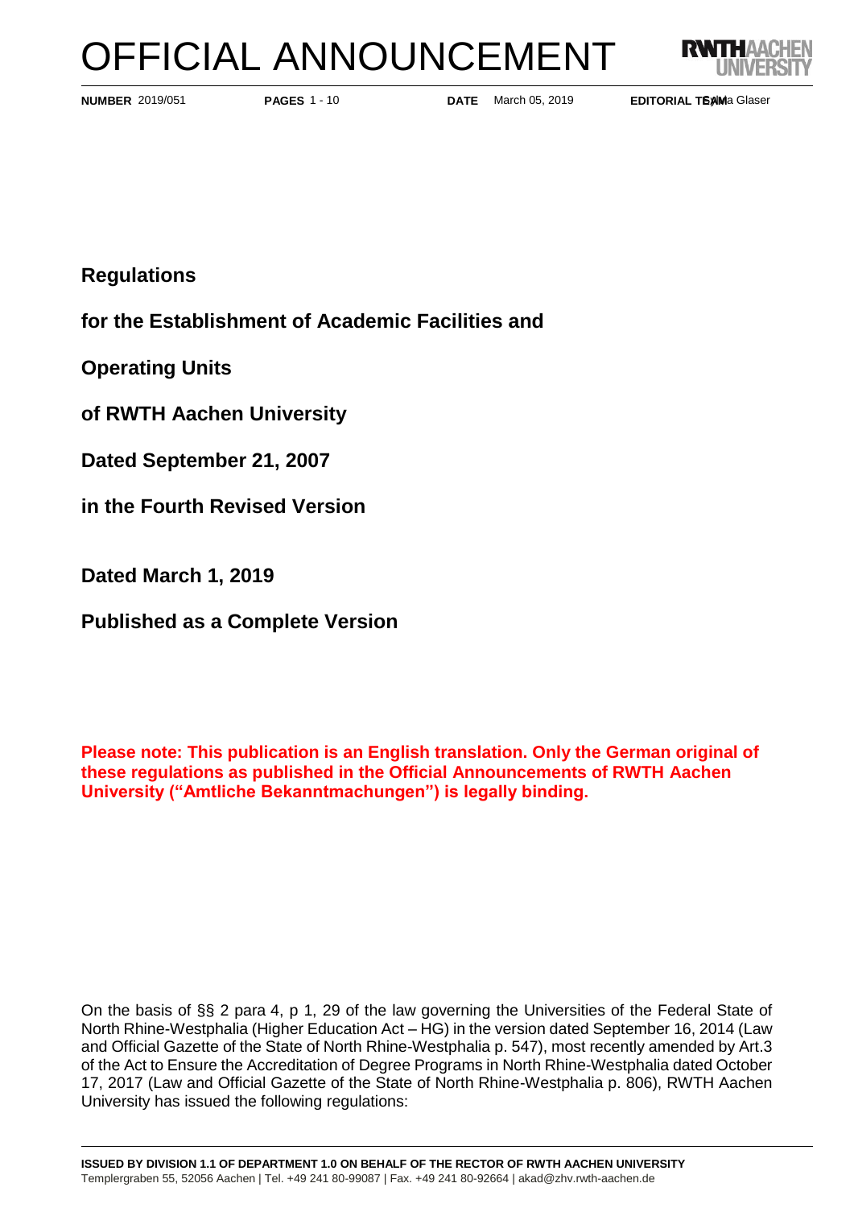# OFFICIAL ANNOUNCEMENT

**NUMBER** 2019/051 **PAGES** 1 - 10 **DATE** March 05, 2019 **EDITORIAL TEAM** Sabina Glaser

**Regulations**

**for the Establishment of Academic Facilities and**

**Operating Units**

**of RWTH Aachen University**

**Dated September 21, 2007**

**in the Fourth Revised Version**

**Dated March 1, 2019**

**Published as a Complete Version**

**Please note: This publication is an English translation. Only the German original of these regulations as published in the Official Announcements of RWTH Aachen University ("Amtliche Bekanntmachungen") is legally binding.**

On the basis of §§ 2 para 4, p 1, 29 of the law governing the Universities of the Federal State of North Rhine-Westphalia (Higher Education Act – HG) in the version dated September 16, 2014 (Law and Official Gazette of the State of North Rhine-Westphalia p. 547), most recently amended by Art.3 of the Act to Ensure the Accreditation of Degree Programs in North Rhine-Westphalia dated October 17, 2017 (Law and Official Gazette of the State of North Rhine-Westphalia p. 806), RWTH Aachen University has issued the following regulations:

**ISSUED BY DIVISION 1.1 OF DEPARTMENT 1.0 ON BEHALF OF THE RECTOR OF RWTH AACHEN UNIVERSITY**
Templergraben 55, 52056 Aachen | Tel. +49 241 80-99087 | Fax. +49 241 80-92664 | akad@zhv.rwth-aachen.de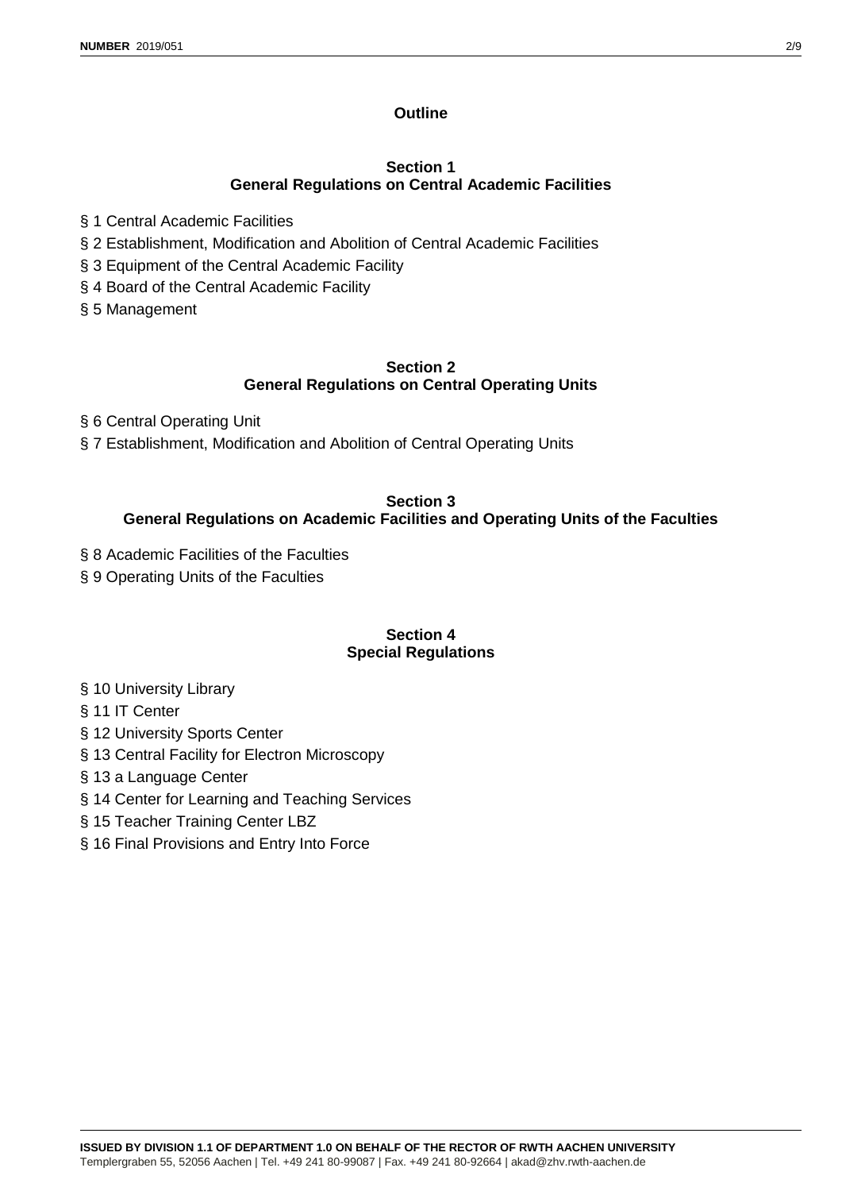# Outline

## Section 1
## General Regulations on Central Academic Facilities

§ 1 Central Academic Facilities

§ 2 Establishment, Modification and Abolition of Central Academic Facilities

§ 3 Equipment of the Central Academic Facility

§ 4 Board of the Central Academic Facility

§ 5 Management

## Section 2
## General Regulations on Central Operating Units

§ 6 Central Operating Unit

§ 7 Establishment, Modification and Abolition of Central Operating Units

## Section 3
## General Regulations on Academic Facilities and Operating Units of the Faculties

§ 8 Academic Facilities of the Faculties

§ 9 Operating Units of the Faculties

## Section 4
## Special Regulations

§ 10 University Library

§ 11 IT Center

§ 12 University Sports Center

§ 13 Central Facility for Electron Microscopy

§ 13 a Language Center

§ 14 Center for Learning and Teaching Services

§ 15 Teacher Training Center LBZ

§ 16 Final Provisions and Entry Into Force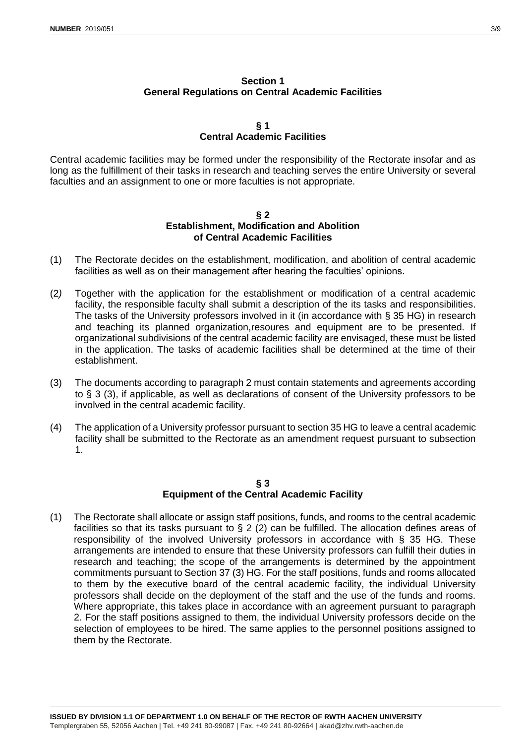## Section 1
## General Regulations on Central Academic Facilities

### § 1
### Central Academic Facilities

Central academic facilities may be formed under the responsibility of the Rectorate insofar and as long as the fulfillment of their tasks in research and teaching serves the entire University or several faculties and an assignment to one or more faculties is not appropriate.

### § 2
### Establishment, Modification and Abolition of Central Academic Facilities

(1) The Rectorate decides on the establishment, modification, and abolition of central academic facilities as well as on their management after hearing the faculties' opinions.

(2) Together with the application for the establishment or modification of a central academic facility, the responsible faculty shall submit a description of the its tasks and responsibilities. The tasks of the University professors involved in it (in accordance with § 35 HG) in research and teaching its planned organization,resoures and equipment are to be presented. If organizational subdivisions of the central academic facility are envisaged, these must be listed in the application. The tasks of academic facilities shall be determined at the time of their establishment.

(3) The documents according to paragraph 2 must contain statements and agreements according to § 3 (3), if applicable, as well as declarations of consent of the University professors to be involved in the central academic facility.

(4) The application of a University professor pursuant to section 35 HG to leave a central academic facility shall be submitted to the Rectorate as an amendment request pursuant to subsection 1.

### § 3
### Equipment of the Central Academic Facility

(1) The Rectorate shall allocate or assign staff positions, funds, and rooms to the central academic facilities so that its tasks pursuant to § 2 (2) can be fulfilled. The allocation defines areas of responsibility of the involved University professors in accordance with § 35 HG. These arrangements are intended to ensure that these University professors can fulfill their duties in research and teaching; the scope of the arrangements is determined by the appointment commitments pursuant to Section 37 (3) HG. For the staff positions, funds and rooms allocated to them by the executive board of the central academic facility, the individual University professors shall decide on the deployment of the staff and the use of the funds and rooms. Where appropriate, this takes place in accordance with an agreement pursuant to paragraph 2. For the staff positions assigned to them, the individual University professors decide on the selection of employees to be hired. The same applies to the personnel positions assigned to them by the Rectorate.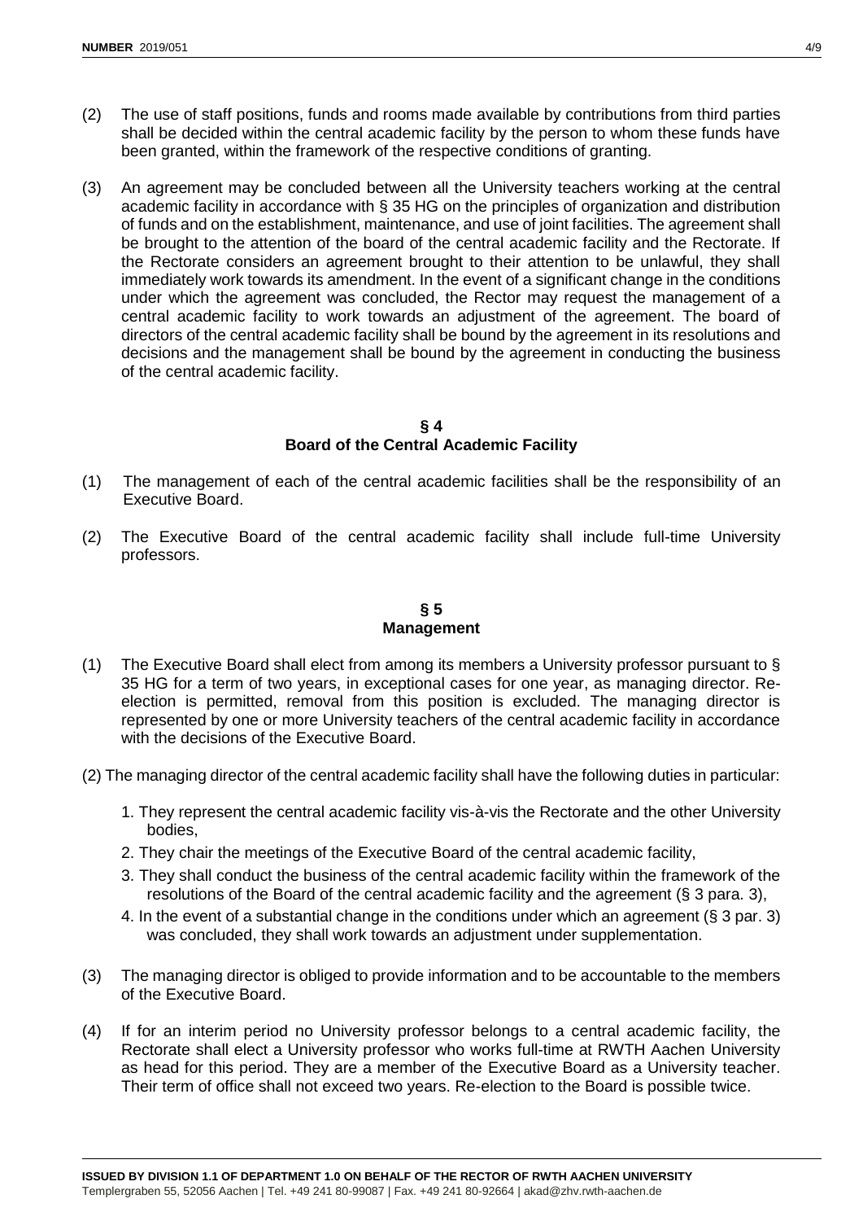(2) The use of staff positions, funds and rooms made available by contributions from third parties shall be decided within the central academic facility by the person to whom these funds have been granted, within the framework of the respective conditions of granting.

(3) An agreement may be concluded between all the University teachers working at the central academic facility in accordance with § 35 HG on the principles of organization and distribution of funds and on the establishment, maintenance, and use of joint facilities. The agreement shall be brought to the attention of the board of the central academic facility and the Rectorate. If the Rectorate considers an agreement brought to their attention to be unlawful, they shall immediately work towards its amendment. In the event of a significant change in the conditions under which the agreement was concluded, the Rector may request the management of a central academic facility to work towards an adjustment of the agreement. The board of directors of the central academic facility shall be bound by the agreement in its resolutions and decisions and the management shall be bound by the agreement in conducting the business of the central academic facility.

## § 4
## Board of the Central Academic Facility

(1) The management of each of the central academic facilities shall be the responsibility of an Executive Board.

(2) The Executive Board of the central academic facility shall include full-time University professors.

## § 5
## Management

(1) The Executive Board shall elect from among its members a University professor pursuant to § 35 HG for a term of two years, in exceptional cases for one year, as managing director. Re-election is permitted, removal from this position is excluded. The managing director is represented by one or more University teachers of the central academic facility in accordance with the decisions of the Executive Board.

(2) The managing director of the central academic facility shall have the following duties in particular:

1. They represent the central academic facility vis-à-vis the Rectorate and the other University bodies,
2. They chair the meetings of the Executive Board of the central academic facility,
3. They shall conduct the business of the central academic facility within the framework of the resolutions of the Board of the central academic facility and the agreement (§ 3 para. 3),
4. In the event of a substantial change in the conditions under which an agreement (§ 3 par. 3) was concluded, they shall work towards an adjustment under supplementation.

(3) The managing director is obliged to provide information and to be accountable to the members of the Executive Board.

(4) If for an interim period no University professor belongs to a central academic facility, the Rectorate shall elect a University professor who works full-time at RWTH Aachen University as head for this period. They are a member of the Executive Board as a University teacher. Their term of office shall not exceed two years. Re-election to the Board is possible twice.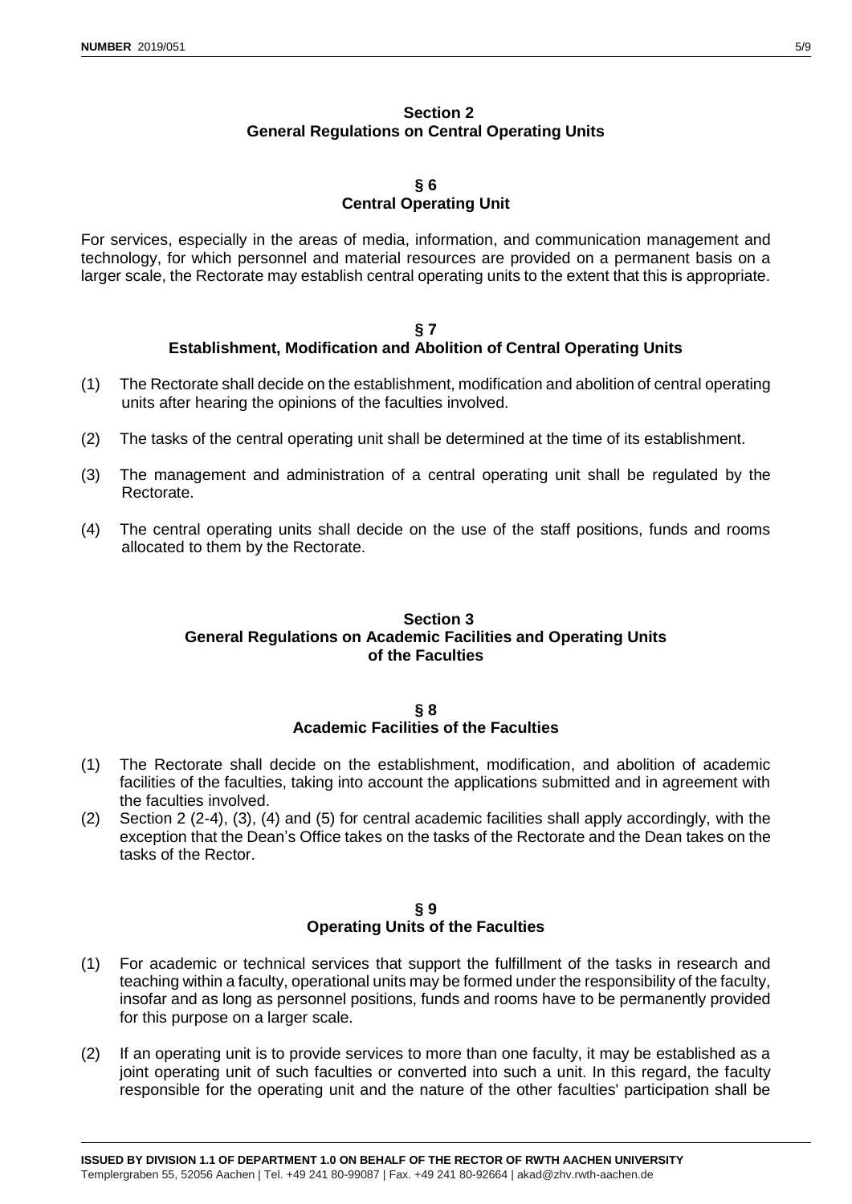## Section 2
## General Regulations on Central Operating Units

### § 6
### Central Operating Unit

For services, especially in the areas of media, information, and communication management and technology, for which personnel and material resources are provided on a permanent basis on a larger scale, the Rectorate may establish central operating units to the extent that this is appropriate.

### § 7
### Establishment, Modification and Abolition of Central Operating Units

(1) The Rectorate shall decide on the establishment, modification and abolition of central operating units after hearing the opinions of the faculties involved.

(2) The tasks of the central operating unit shall be determined at the time of its establishment.

(3) The management and administration of a central operating unit shall be regulated by the Rectorate.

(4) The central operating units shall decide on the use of the staff positions, funds and rooms allocated to them by the Rectorate.

## Section 3
## General Regulations on Academic Facilities and Operating Units of the Faculties

### § 8
### Academic Facilities of the Faculties

(1) The Rectorate shall decide on the establishment, modification, and abolition of academic facilities of the faculties, taking into account the applications submitted and in agreement with the faculties involved.

(2) Section 2 (2-4), (3), (4) and (5) for central academic facilities shall apply accordingly, with the exception that the Dean's Office takes on the tasks of the Rectorate and the Dean takes on the tasks of the Rector.

### § 9
### Operating Units of the Faculties

(1) For academic or technical services that support the fulfillment of the tasks in research and teaching within a faculty, operational units may be formed under the responsibility of the faculty, insofar and as long as personnel positions, funds and rooms have to be permanently provided for this purpose on a larger scale.

(2) If an operating unit is to provide services to more than one faculty, it may be established as a joint operating unit of such faculties or converted into such a unit. In this regard, the faculty responsible for the operating unit and the nature of the other faculties' participation shall be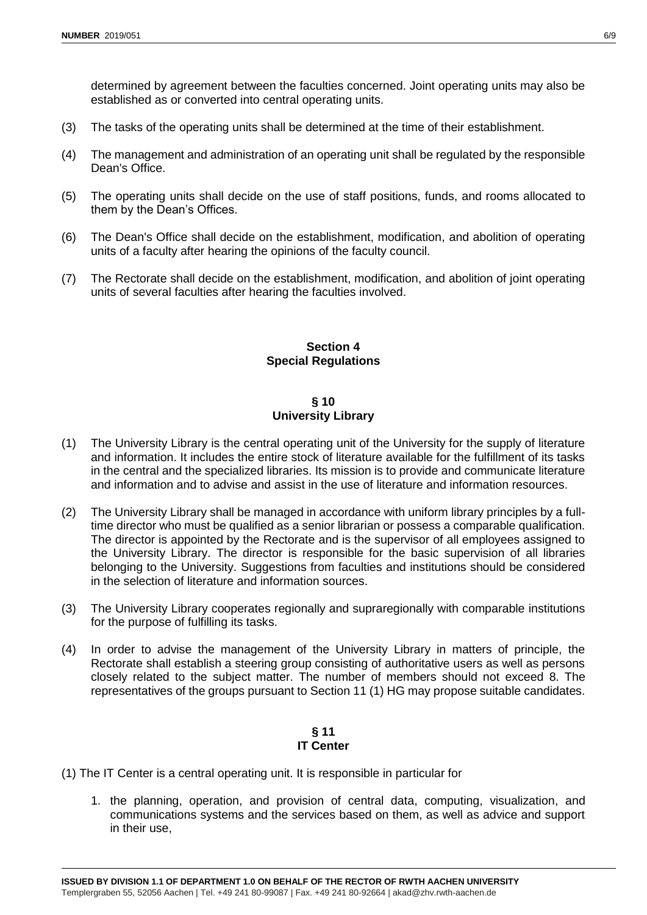determined by agreement between the faculties concerned. Joint operating units may also be established as or converted into central operating units.

(3) The tasks of the operating units shall be determined at the time of their establishment.

(4) The management and administration of an operating unit shall be regulated by the responsible Dean's Office.

(5) The operating units shall decide on the use of staff positions, funds, and rooms allocated to them by the Dean's Offices.

(6) The Dean's Office shall decide on the establishment, modification, and abolition of operating units of a faculty after hearing the opinions of the faculty council.

(7) The Rectorate shall decide on the establishment, modification, and abolition of joint operating units of several faculties after hearing the faculties involved.

## Section 4
## Special Regulations

### § 10
### University Library

(1) The University Library is the central operating unit of the University for the supply of literature and information. It includes the entire stock of literature available for the fulfillment of its tasks in the central and the specialized libraries. Its mission is to provide and communicate literature and information and to advise and assist in the use of literature and information resources.

(2) The University Library shall be managed in accordance with uniform library principles by a full-time director who must be qualified as a senior librarian or possess a comparable qualification. The director is appointed by the Rectorate and is the supervisor of all employees assigned to the University Library. The director is responsible for the basic supervision of all libraries belonging to the University. Suggestions from faculties and institutions should be considered in the selection of literature and information sources.

(3) The University Library cooperates regionally and supraregionally with comparable institutions for the purpose of fulfilling its tasks.

(4) In order to advise the management of the University Library in matters of principle, the Rectorate shall establish a steering group consisting of authoritative users as well as persons closely related to the subject matter. The number of members should not exceed 8. The representatives of the groups pursuant to Section 11 (1) HG may propose suitable candidates.

### § 11
### IT Center

(1) The IT Center is a central operating unit. It is responsible in particular for

1. the planning, operation, and provision of central data, computing, visualization, and communications systems and the services based on them, as well as advice and support in their use,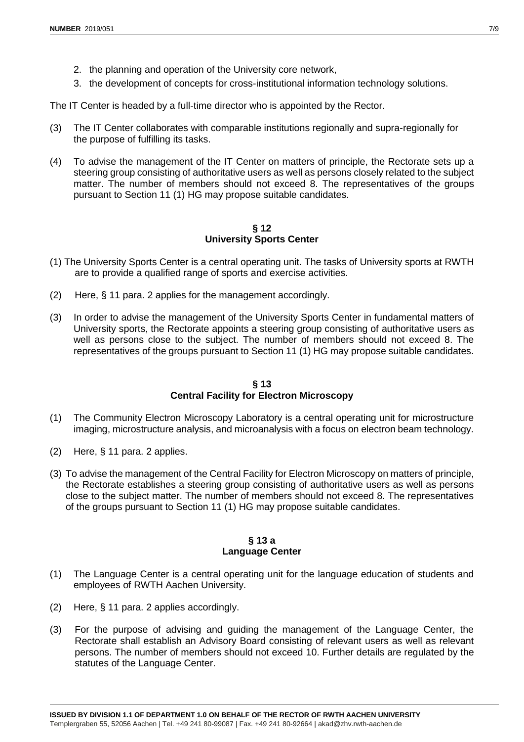2. the planning and operation of the University core network,
3. the development of concepts for cross-institutional information technology solutions.

The IT Center is headed by a full-time director who is appointed by the Rector.

(3) The IT Center collaborates with comparable institutions regionally and supra-regionally for the purpose of fulfilling its tasks.

(4) To advise the management of the IT Center on matters of principle, the Rectorate sets up a steering group consisting of authoritative users as well as persons closely related to the subject matter. The number of members should not exceed 8. The representatives of the groups pursuant to Section 11 (1) HG may propose suitable candidates.

## § 12
## University Sports Center

(1) The University Sports Center is a central operating unit. The tasks of University sports at RWTH are to provide a qualified range of sports and exercise activities.

(2) Here, § 11 para. 2 applies for the management accordingly.

(3) In order to advise the management of the University Sports Center in fundamental matters of University sports, the Rectorate appoints a steering group consisting of authoritative users as well as persons close to the subject. The number of members should not exceed 8. The representatives of the groups pursuant to Section 11 (1) HG may propose suitable candidates.

## § 13
## Central Facility for Electron Microscopy

(1) The Community Electron Microscopy Laboratory is a central operating unit for microstructure imaging, microstructure analysis, and microanalysis with a focus on electron beam technology.

(2) Here, § 11 para. 2 applies.

(3) To advise the management of the Central Facility for Electron Microscopy on matters of principle, the Rectorate establishes a steering group consisting of authoritative users as well as persons close to the subject matter. The number of members should not exceed 8. The representatives of the groups pursuant to Section 11 (1) HG may propose suitable candidates.

## § 13 a
## Language Center

(1) The Language Center is a central operating unit for the language education of students and employees of RWTH Aachen University.

(2) Here, § 11 para. 2 applies accordingly.

(3) For the purpose of advising and guiding the management of the Language Center, the Rectorate shall establish an Advisory Board consisting of relevant users as well as relevant persons. The number of members should not exceed 10. Further details are regulated by the statutes of the Language Center.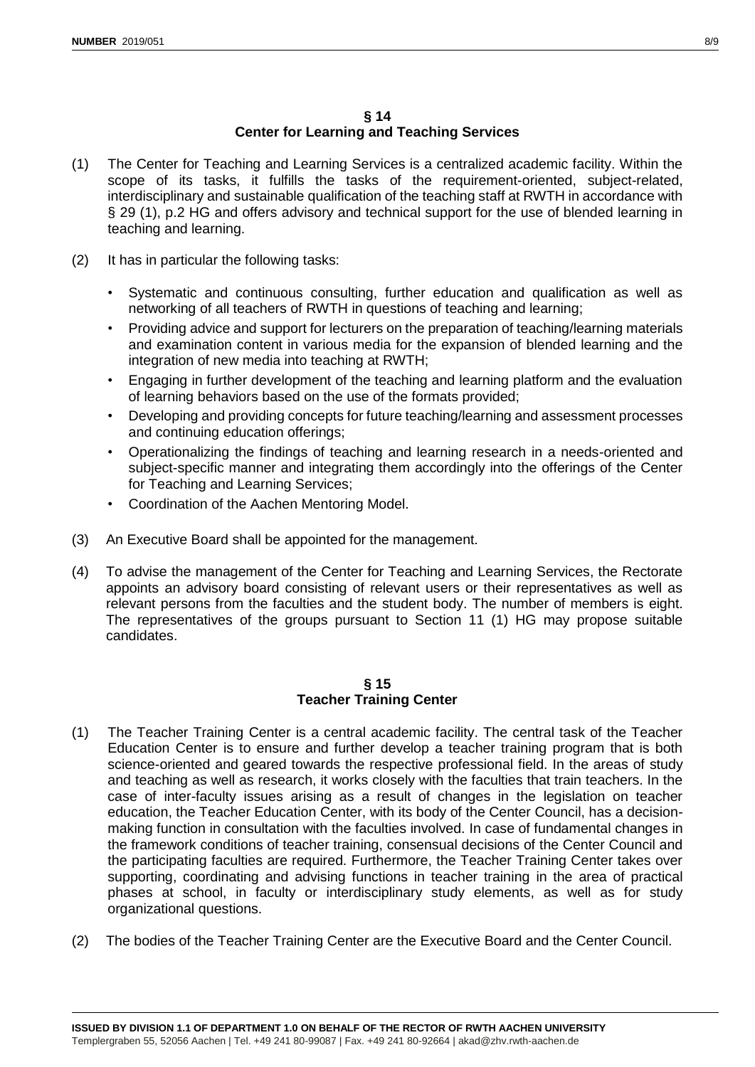## § 14
## Center for Learning and Teaching Services

(1) The Center for Teaching and Learning Services is a centralized academic facility. Within the scope of its tasks, it fulfills the tasks of the requirement-oriented, subject-related, interdisciplinary and sustainable qualification of the teaching staff at RWTH in accordance with § 29 (1), p.2 HG and offers advisory and technical support for the use of blended learning in teaching and learning.

(2) It has in particular the following tasks:

- Systematic and continuous consulting, further education and qualification as well as networking of all teachers of RWTH in questions of teaching and learning;
- Providing advice and support for lecturers on the preparation of teaching/learning materials and examination content in various media for the expansion of blended learning and the integration of new media into teaching at RWTH;
- Engaging in further development of the teaching and learning platform and the evaluation of learning behaviors based on the use of the formats provided;
- Developing and providing concepts for future teaching/learning and assessment processes and continuing education offerings;
- Operationalizing the findings of teaching and learning research in a needs-oriented and subject-specific manner and integrating them accordingly into the offerings of the Center for Teaching and Learning Services;
- Coordination of the Aachen Mentoring Model.

(3) An Executive Board shall be appointed for the management.

(4) To advise the management of the Center for Teaching and Learning Services, the Rectorate appoints an advisory board consisting of relevant users or their representatives as well as relevant persons from the faculties and the student body. The number of members is eight. The representatives of the groups pursuant to Section 11 (1) HG may propose suitable candidates.

## § 15
## Teacher Training Center

(1) The Teacher Training Center is a central academic facility. The central task of the Teacher Education Center is to ensure and further develop a teacher training program that is both science-oriented and geared towards the respective professional field. In the areas of study and teaching as well as research, it works closely with the faculties that train teachers. In the case of inter-faculty issues arising as a result of changes in the legislation on teacher education, the Teacher Education Center, with its body of the Center Council, has a decision-making function in consultation with the faculties involved. In case of fundamental changes in the framework conditions of teacher training, consensual decisions of the Center Council and the participating faculties are required. Furthermore, the Teacher Training Center takes over supporting, coordinating and advising functions in teacher training in the area of practical phases at school, in faculty or interdisciplinary study elements, as well as for study organizational questions.

(2) The bodies of the Teacher Training Center are the Executive Board and the Center Council.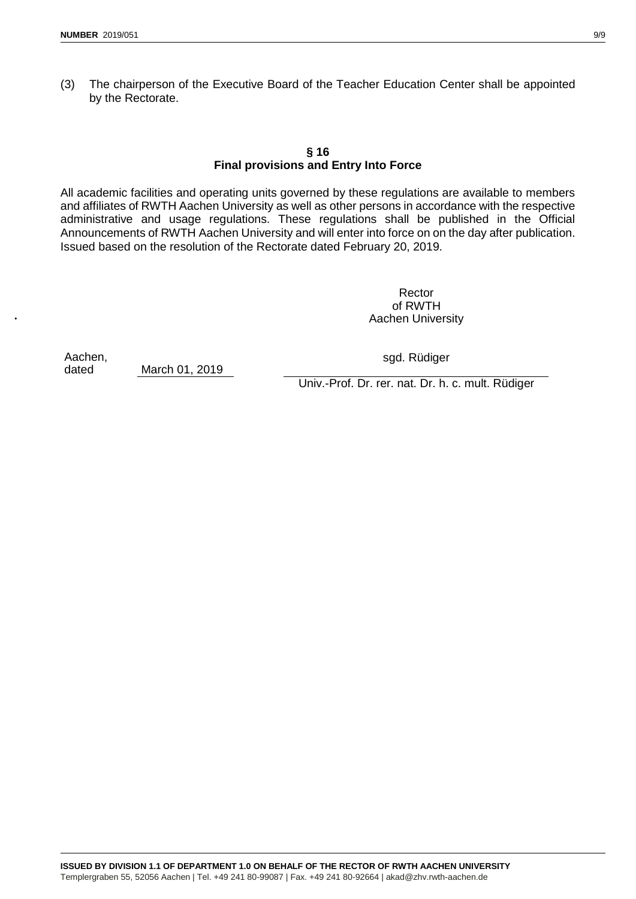(3) The chairperson of the Executive Board of the Teacher Education Center shall be appointed by the Rectorate.

## § 16
## Final provisions and Entry Into Force

All academic facilities and operating units governed by these regulations are available to members and affiliates of RWTH Aachen University as well as other persons in accordance with the respective administrative and usage regulations. These regulations shall be published in the Official Announcements of RWTH Aachen University and will enter into force on on the day after publication. Issued based on the resolution of the Rectorate dated February 20, 2019.

Rector
of RWTH
Aachen University

Aachen, dated March 01, 2019

sgd. Rüdiger

Univ.-Prof. Dr. rer. nat. Dr. h. c. mult. Rüdiger

**ISSUED BY DIVISION 1.1 OF DEPARTMENT 1.0 ON BEHALF OF THE RECTOR OF RWTH AACHEN UNIVERSITY**
Templergraben 55, 52056 Aachen | Tel. +49 241 80-99087 | Fax. +49 241 80-92664 | akad@zhv.rwth-aachen.de